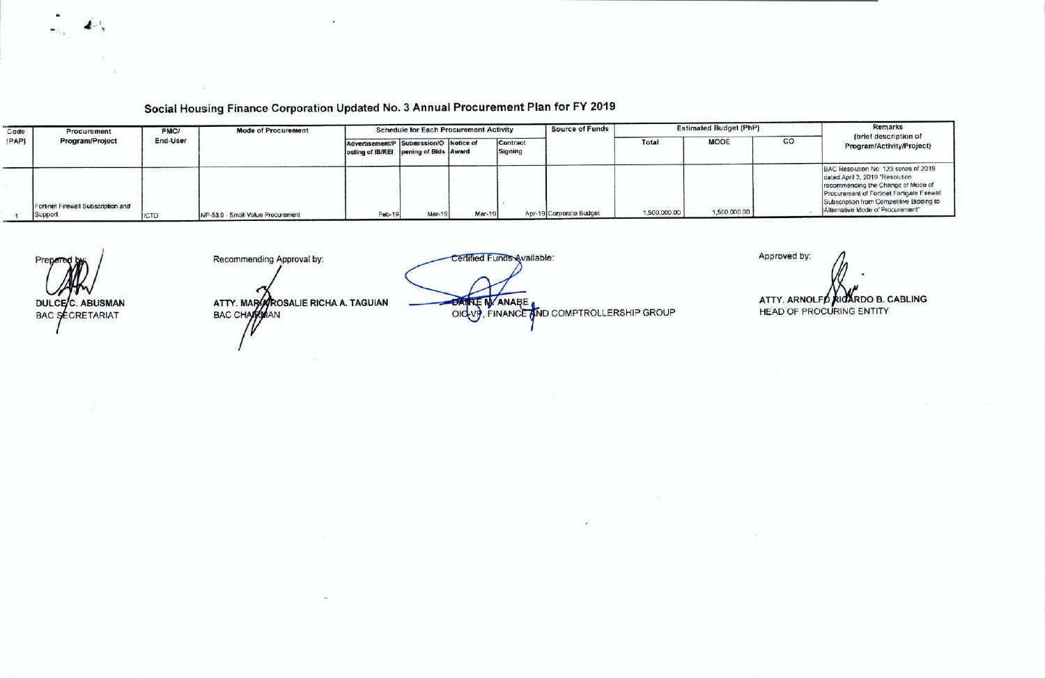# Social Housing Finance Corporation Updated No. 3 Annual Procurement Plan for FY 2019

| Code (PAP) | Procurement Program/Project | PMO/ End-User | Mode of Procurement | Schedule for Each Procurement Activity | | | | Source of Funds | Estimated Budget (PhP) | | | Remarks (brief description of Program/Activity/Project) |
|---|---|---|---|---|---|---|---|---|---|---|---|---|
| | | | | Advertisement/Posting of IB/REI | Submission/Opening of Bids | Notice of Award | Contract Signing | | Total | MOOE | CO | |
| 1 | Fortinet Firewall Subscription and Support | ICTD | NP-53.9 - Small Value Procurement | Feb-19 | Mar-19 | Mar-19 | Apr-19 | Corporate Budget | 1,500,000.00 | 1,500,000.00 | - | BAC Resolution No. 123 series of 2019 dated April 3, 2019 "Resolution recommending the Change of Mode of Procurement of Fortinet Fortigate Firewall Subscription from Competitive Bidding to Alternative Mode of Procurement" |

Prepared by:

**DULCE C. ABUSMAN**
BAC SECRETARIAT

Recommending Approval by:

**ATTY. MARIA ROSALIE RICHA A. TAGUIAN**
BAC CHAIRMAN

Certified Funds Available:

**DANTE M. ANABE**
OIC-VP, FINANCE AND COMPTROLLERSHIP GROUP

Approved by:

**ATTY. ARNOLFO RICARDO B. CABLING**
HEAD OF PROCURING ENTITY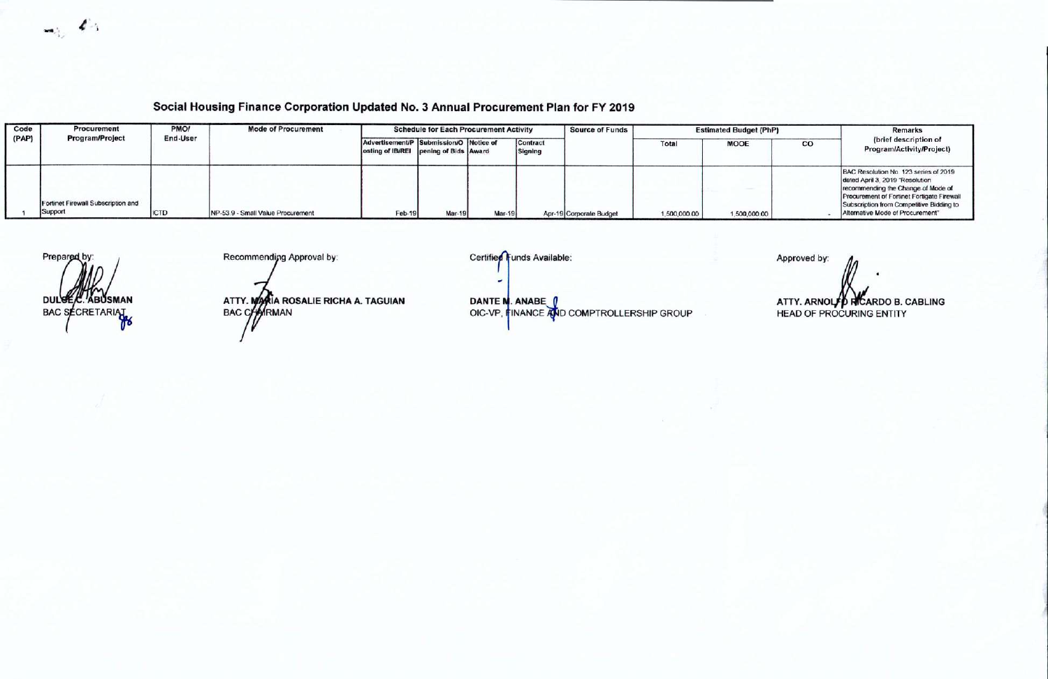## Social Housing Finance Corporation Updated No. 3 Annual Procurement Plan for FY 2019

| Code (PAP) | Procurement Program/Project | PMO/ End-User | Mode of Procurement | Schedule for Each Procurement Activity | | | | Source of Funds | Estimated Budget (PhP) | | | Remarks (brief description of Program/Activity/Project) |
|---|---|---|---|---|---|---|---|---|---|---|---|---|
| | | | | Advertisement/Posting of IB/REI | Submission/Opening of Bids | Notice of Award | Contract Signing | | Total | MOOE | CO | |
| 1 | Fortinet Firewall Subscription and Support | ICTD | NP-53.9 - Small Value Procurement | Feb-19 | Mar-19 | Mar-19 | Apr-19 | Corporate Budget | 1,500,000.00 | 1,500,000.00 | - | BAC Resolution No. 123 series of 2019 dated April 3, 2019 "Resolution recommending the Change of Mode of Procurement of Fortinet Fortigate Firewall Subscription from Competitive Bidding to Alternative Mode of Procurement" |

Prepared by:

DULCE C. ABUSMAN
BAC SECRETARIAT

Recommending Approval by:

ATTY. MARIA ROSALIE RICHA A. TAGUIAN
BAC CHAIRMAN

Certified Funds Available:

DANTE M. ANABE
OIC-VP, FINANCE AND COMPTROLLERSHIP GROUP

Approved by:

ATTY. ARNOLFO RICARDO B. CABLING
HEAD OF PROCURING ENTITY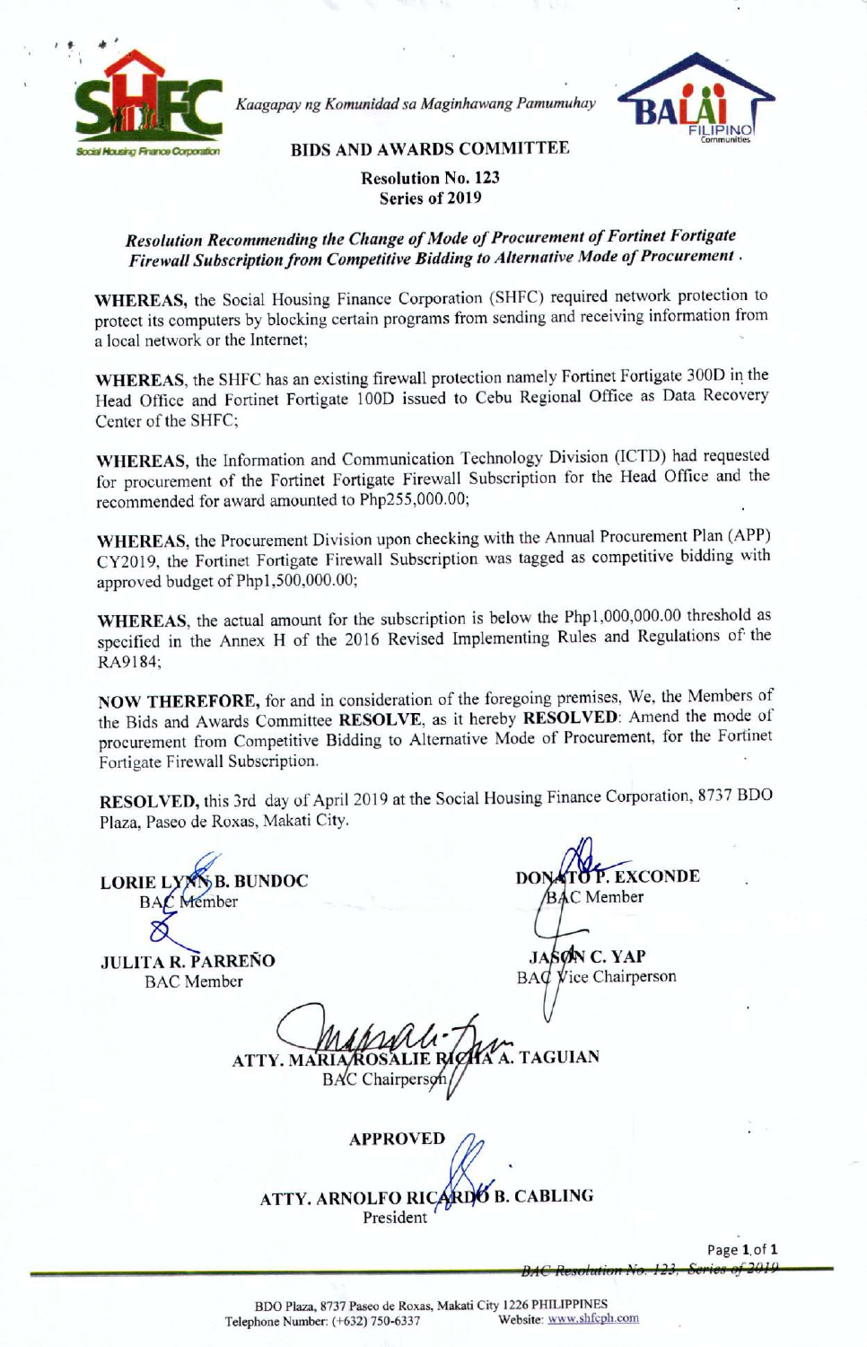Kaagapay ng Komunidad sa Maginhawang Pamumuhay

**BIDS AND AWARDS COMMITTEE**

**Resolution No. 123**
**Series of 2019**

***Resolution Recommending the Change of Mode of Procurement of Fortinet Fortigate Firewall Subscription from Competitive Bidding to Alternative Mode of Procurement .***

**WHEREAS,** the Social Housing Finance Corporation (SHFC) required network protection to protect its computers by blocking certain programs from sending and receiving information from a local network or the Internet;

**WHEREAS**, the SHFC has an existing firewall protection namely Fortinet Fortigate 300D in the Head Office and Fortinet Fortigate 100D issued to Cebu Regional Office as Data Recovery Center of the SHFC;

**WHEREAS**, the Information and Communication Technology Division (ICTD) had requested for procurement of the Fortinet Fortigate Firewall Subscription for the Head Office and the recommended for award amounted to Php255,000.00;

**WHEREAS**, the Procurement Division upon checking with the Annual Procurement Plan (APP) CY2019, the Fortinet Fortigate Firewall Subscription was tagged as competitive bidding with approved budget of Php1,500,000.00;

**WHEREAS**, the actual amount for the subscription is below the Php1,000,000.00 threshold as specified in the Annex H of the 2016 Revised Implementing Rules and Regulations of the RA9184;

**NOW THEREFORE,** for and in consideration of the foregoing premises, We, the Members of the Bids and Awards Committee **RESOLVE**, as it hereby **RESOLVED**: Amend the mode of procurement from Competitive Bidding to Alternative Mode of Procurement, for the Fortinet Fortigate Firewall Subscription.

**RESOLVED,** this 3rd day of April 2019 at the Social Housing Finance Corporation, 8737 BDO Plaza, Paseo de Roxas, Makati City.

**LORIE LYNN B. BUNDOC**
BAC Member

**DONATO P. EXCONDE**
BAC Member

**JULITA R. PARREÑO**
BAC Member

**JASON C. YAP**
BAC Vice Chairperson

**ATTY. MARIA ROSALIE RICHA A. TAGUIAN**
BAC Chairperson

**APPROVED**

**ATTY. ARNOLFO RICARDO B. CABLING**
President

BDO Plaza, 8737 Paseo de Roxas, Makati City 1226 PHILIPPINES
Telephone Number: (+632) 750-6337 Website: www.shfcph.com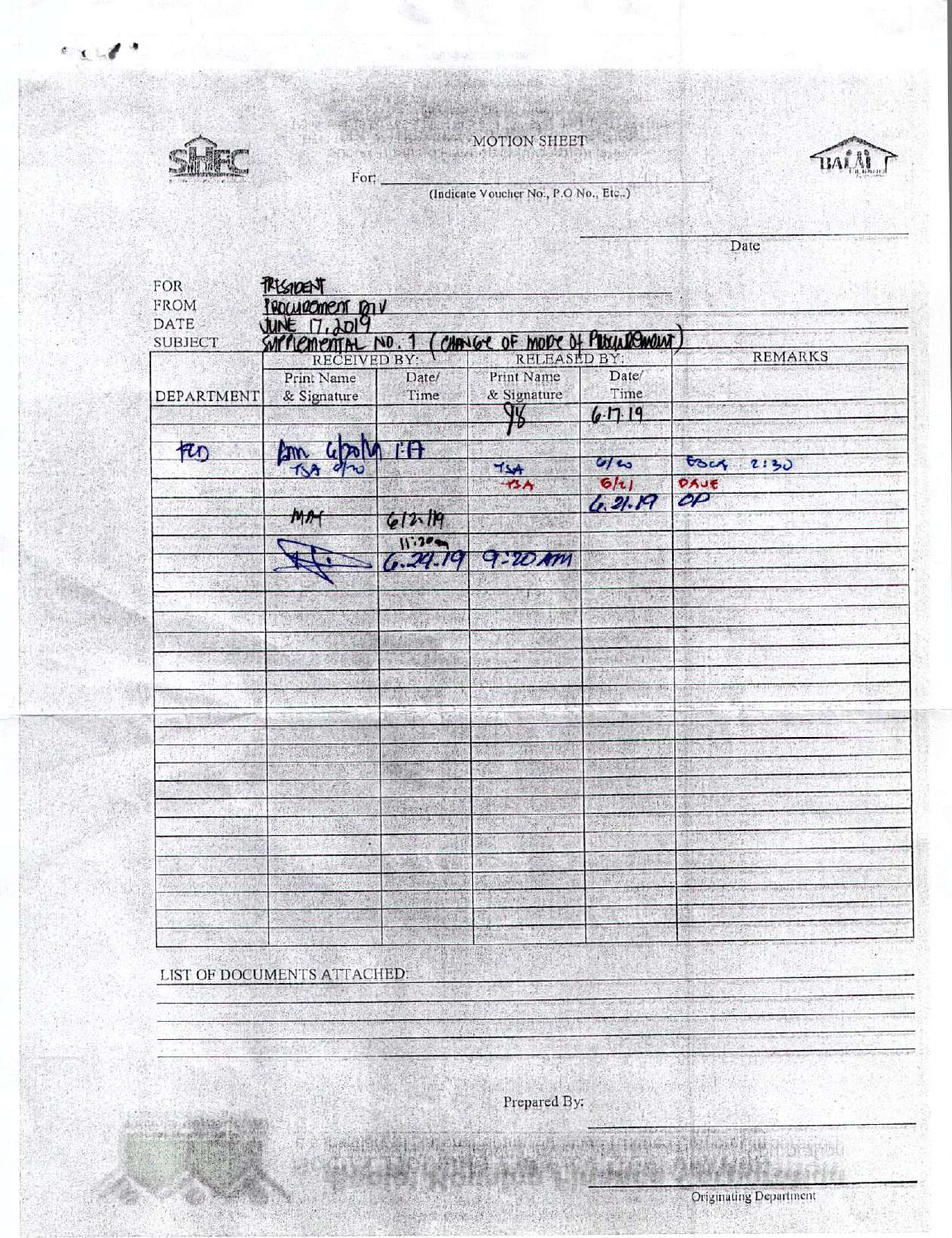# MOTION SHEET

For: ______________________________
(Indicate Voucher No., P.O No., Etc..)

______________________ Date

FOR: PRESIDENT
FROM: PROCUREMENT DIV
DATE: JUNE 17, 2019
SUBJECT: SUPPLEMENTAL NO. 1 (CHANGE OF MODE OF PROCUREMENT)

| DEPARTMENT | RECEIVED BY: Print Name & Signature | Date/ Time | RELEASED BY: Print Name & Signature | Date/ Time | REMARKS |
|---|---|---|---|---|---|
| | | | 98 | 6.17.19 | |
| FED | Ann 6/20/19 TSA 6/20 | 1:17 | TSA | 6/20 | EBCR 2:30 |
| | | | TSA | 6/21 | DAUE |
| | | | | 6.21.19 | OP |
| | MAM | 6/21/19 | | | |
| | | 11:30am 6.24.19 | 9:20 AM | | |

LIST OF DOCUMENTS ATTACHED:

Prepared By:

______________________ Originating Department